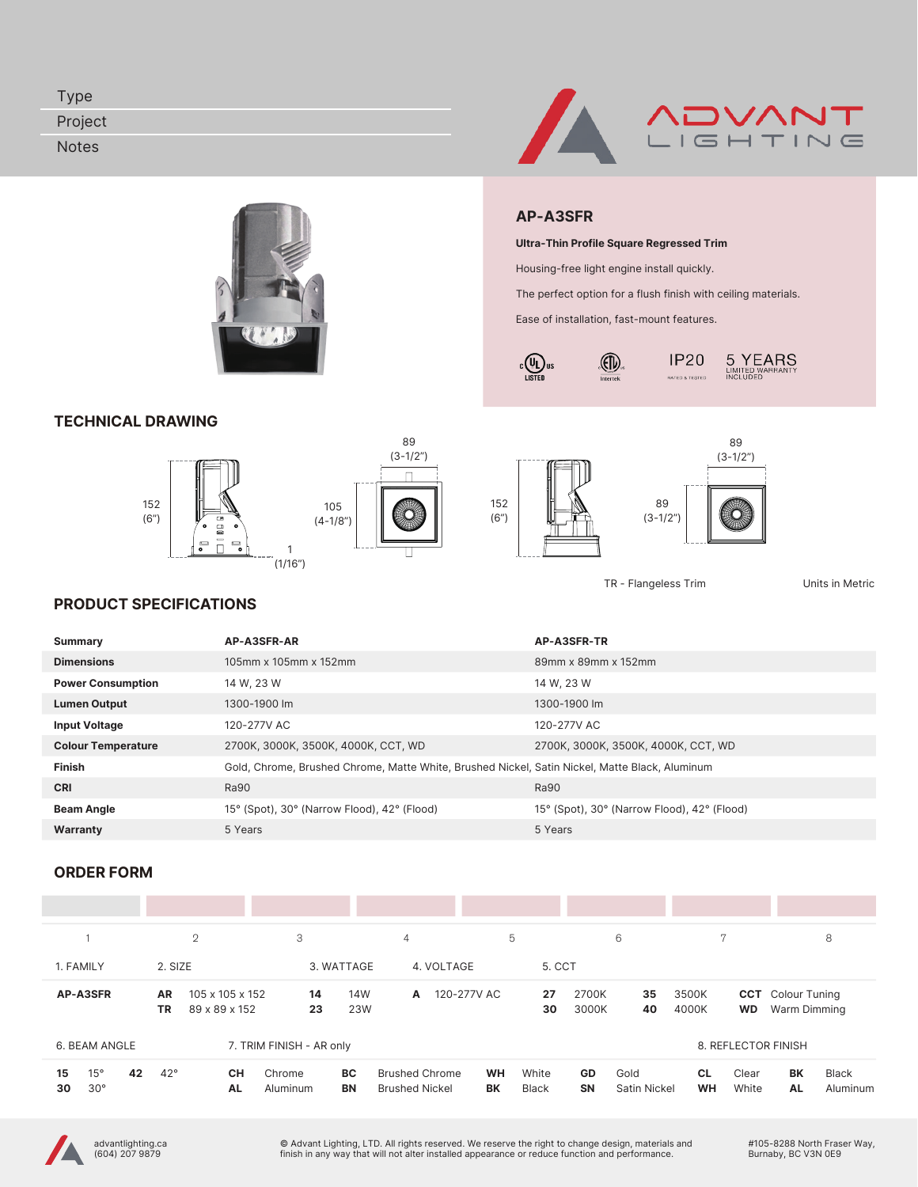Type

Project

Notes

ADVANT LIGHTING

## AP-A3SFR

**Ultra-Thin Profile Square Regressed Trim**

Housing-free light engine install quickly.

The perfect option for a flush finish with ceiling materials.

Ease of installation, fast-mount features.

c UL us LISTED | ETL Intertek | IP20 | 5 YEARS LIMITED WARRANTY INCLUDED

## TECHNICAL DRAWING

152 (6") | 1 (1/16") | 105 (4-1/8") | 89 (3-1/2")

152 (6") | 89 (3-1/2") | 89 (3-1/2")

TR - Flangeless Trim

Units in Metric

## PRODUCT SPECIFICATIONS

| Summary | AP-A3SFR-AR | AP-A3SFR-TR |
|---|---|---|
| Dimensions | 105mm x 105mm x 152mm | 89mm x 89mm x 152mm |
| Power Consumption | 14 W, 23 W | 14 W, 23 W |
| Lumen Output | 1300-1900 lm | 1300-1900 lm |
| Input Voltage | 120-277V AC | 120-277V AC |
| Colour Temperature | 2700K, 3000K, 3500K, 4000K, CCT, WD | 2700K, 3000K, 3500K, 4000K, CCT, WD |
| Finish | Gold, Chrome, Brushed Chrome, Matte White, Brushed Nickel, Satin Nickel, Matte Black, Aluminum | |
| CRI | Ra90 | Ra90 |
| Beam Angle | 15° (Spot), 30° (Narrow Flood), 42° (Flood) | 15° (Spot), 30° (Narrow Flood), 42° (Flood) |
| Warranty | 5 Years | 5 Years |

## ORDER FORM

| 1 | 2 | 3 | 4 | 5 | 6 | 7 | 8 |
|---|---|---|---|---|---|---|---|
| | | | | | | | |

**1. FAMILY**

- **AP-A3SFR**

**2. SIZE**

- **AR** 105 x 105 x 152
- **TR** 89 x 89 x 152

**3. WATTAGE**

- **14** 14W
- **23** 23W

**4. VOLTAGE**

- **A** 120-277V AC

**5. CCT**

- **27** 2700K
- **30** 3000K
- **35** 3500K
- **40** 4000K
- **CCT** Colour Tuning
- **WD** Warm Dimming

**6. BEAM ANGLE**

- **15** 15°
- **30** 30°
- **42** 42°

**7. TRIM FINISH - AR only**

- **CH** Chrome
- **AL** Aluminum
- **BC** Brushed Chrome
- **BN** Brushed Nickel
- **WH** White
- **BK** Black
- **GD** Gold
- **SN** Satin Nickel

**8. REFLECTOR FINISH**

- **CL** Clear
- **WH** White
- **BK** Black
- **AL** Aluminum

advantlighting.ca
(604) 207 9879

© Advant Lighting, LTD. All rights reserved. We reserve the right to change design, materials and finish in any way that will not alter installed appearance or reduce function and performance.

#105-8288 North Fraser Way,
Burnaby, BC V3N 0E9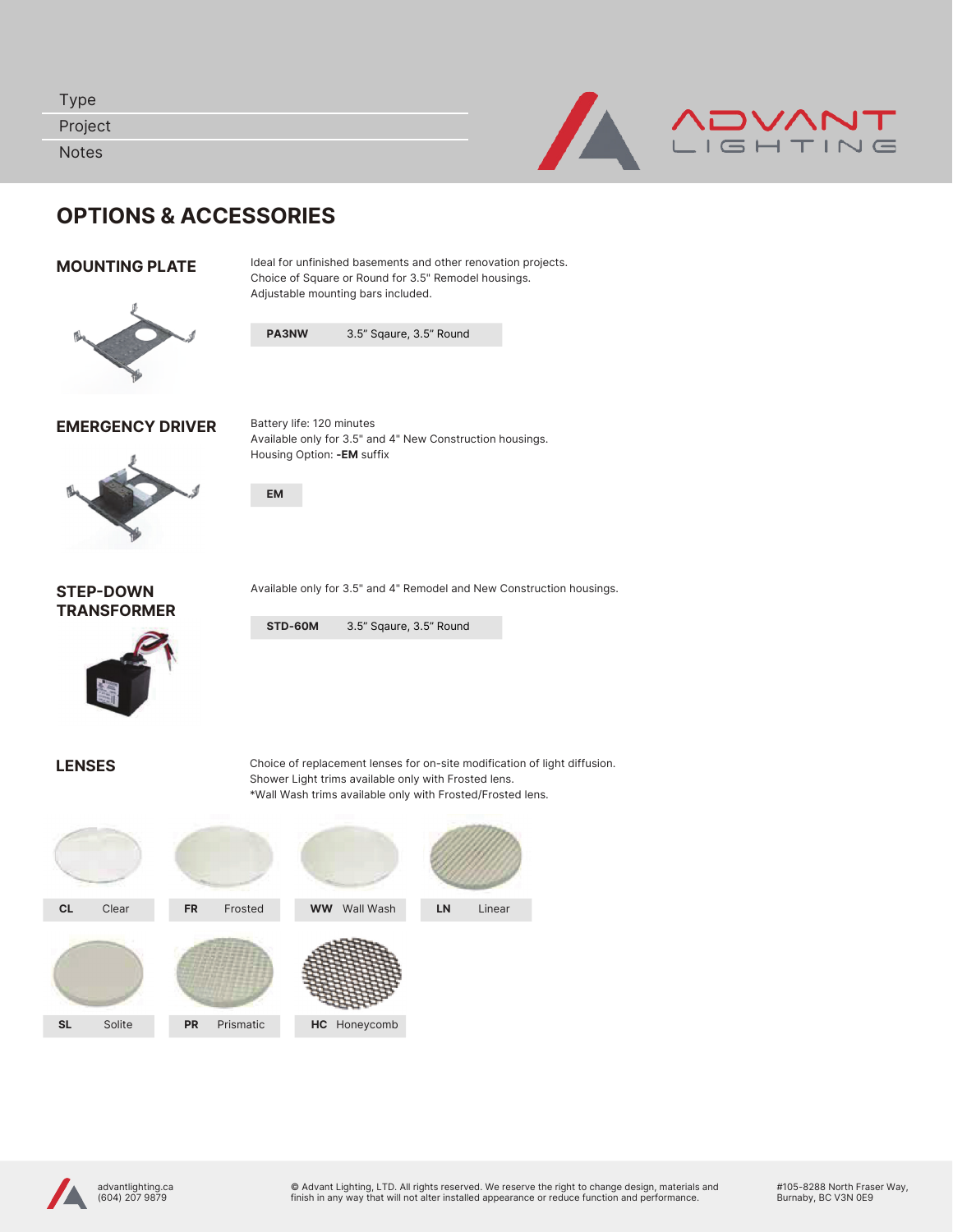Type

Project

Notes

# OPTIONS & ACCESSORIES

## MOUNTING PLATE

Ideal for unfinished basements and other renovation projects.
Choice of Square or Round for 3.5" Remodel housings.
Adjustable mounting bars included.

| **PA3NW** | 3.5" Sqaure, 3.5" Round |
|---|---|

## EMERGENCY DRIVER

Battery life: 120 minutes
Available only for 3.5" and 4" New Construction housings.
Housing Option: **-EM** suffix

| **EM** |
|---|

## STEP-DOWN TRANSFORMER

Available only for 3.5" and 4" Remodel and New Construction housings.

| **STD-60M** | 3.5" Sqaure, 3.5" Round |
|---|---|

## LENSES

Choice of replacement lenses for on-site modification of light diffusion.
Shower Light trims available only with Frosted lens.
*Wall Wash trims available only with Frosted/Frosted lens.

| Code | Lens |
|---|---|
| **CL** | Clear |
| **FR** | Frosted |
| **WW** | Wall Wash |
| **LN** | Linear |
| **SL** | Solite |
| **PR** | Prismatic |
| **HC** | Honeycomb |

advantlighting.ca
(604) 207 9879

© Advant Lighting, LTD. All rights reserved. We reserve the right to change design, materials and finish in any way that will not alter installed appearance or reduce function and performance.

#105-8288 North Fraser Way,
Burnaby, BC V3N 0E9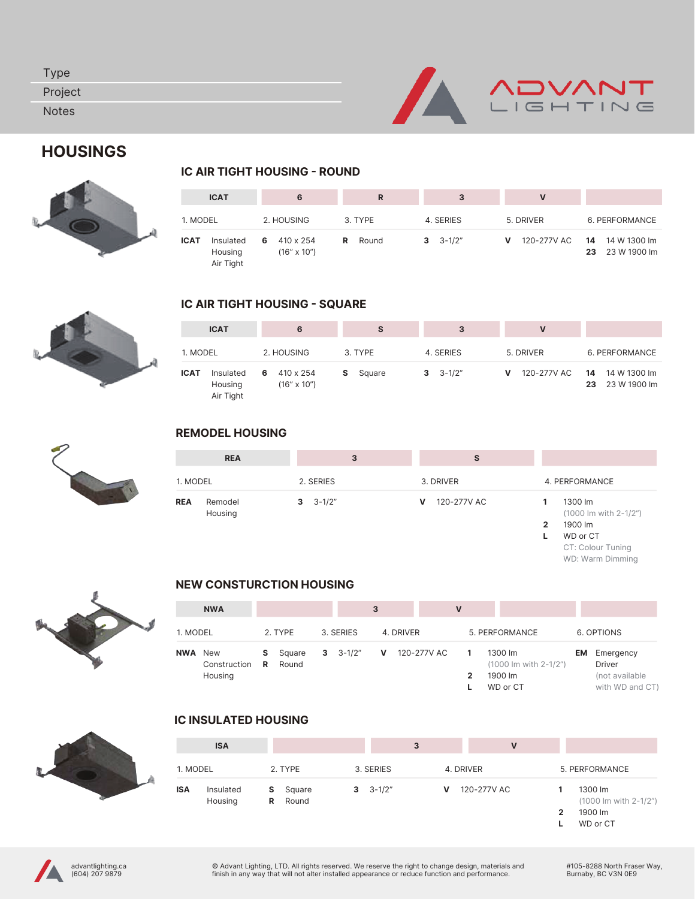Type

Project

Notes

# HOUSINGS

## IC AIR TIGHT HOUSING - ROUND

| ICAT | 6 | R | 3 | V | |
|---|---|---|---|---|---|
| 1. MODEL | 2. HOUSING | 3. TYPE | 4. SERIES | 5. DRIVER | 6. PERFORMANCE |
| **ICAT** Insulated Housing Air Tight | **6** 410 x 254 (16" x 10") | **R** Round | **3** 3-1/2" | **V** 120-277V AC | **14** 14 W 1300 lm<br>**23** 23 W 1900 lm |

## IC AIR TIGHT HOUSING - SQUARE

| ICAT | 6 | S | 3 | V | |
|---|---|---|---|---|---|
| 1. MODEL | 2. HOUSING | 3. TYPE | 4. SERIES | 5. DRIVER | 6. PERFORMANCE |
| **ICAT** Insulated Housing Air Tight | **6** 410 x 254 (16" x 10") | **S** Square | **3** 3-1/2" | **V** 120-277V AC | **14** 14 W 1300 lm<br>**23** 23 W 1900 lm |

## REMODEL HOUSING

| REA | 3 | S | |
|---|---|---|---|
| 1. MODEL | 2. SERIES | 3. DRIVER | 4. PERFORMANCE |
| **REA** Remodel Housing | **3** 3-1/2" | **V** 120-277V AC | **1** 1300 lm (1000 lm with 2-1/2")<br>**2** 1900 lm<br>**L** WD or CT<br>CT: Colour Tuning<br>WD: Warm Dimming |

## NEW CONSTURCTION HOUSING

| NWA | | 3 | V | | |
|---|---|---|---|---|---|
| 1. MODEL | 2. TYPE | 3. SERIES | 4. DRIVER | 5. PERFORMANCE | 6. OPTIONS |
| **NWA** New Construction Housing | **S** Square<br>**R** Round | **3** 3-1/2" | **V** 120-277V AC | **1** 1300 lm (1000 lm with 2-1/2")<br>**2** 1900 lm<br>**L** WD or CT | **EM** Emergency Driver (not available with WD and CT) |

## IC INSULATED HOUSING

| ISA | | 3 | V | |
|---|---|---|---|---|
| 1. MODEL | 2. TYPE | 3. SERIES | 4. DRIVER | 5. PERFORMANCE |
| **ISA** Insulated Housing | **S** Square<br>**R** Round | **3** 3-1/2" | **V** 120-277V AC | **1** 1300 lm (1000 lm with 2-1/2")<br>**2** 1900 lm<br>**L** WD or CT |

advantlighting.ca
(604) 207 9879

© Advant Lighting, LTD. All rights reserved. We reserve the right to change design, materials and finish in any way that will not alter installed appearance or reduce function and performance.

#105-8288 North Fraser Way, Burnaby, BC V3N 0E9